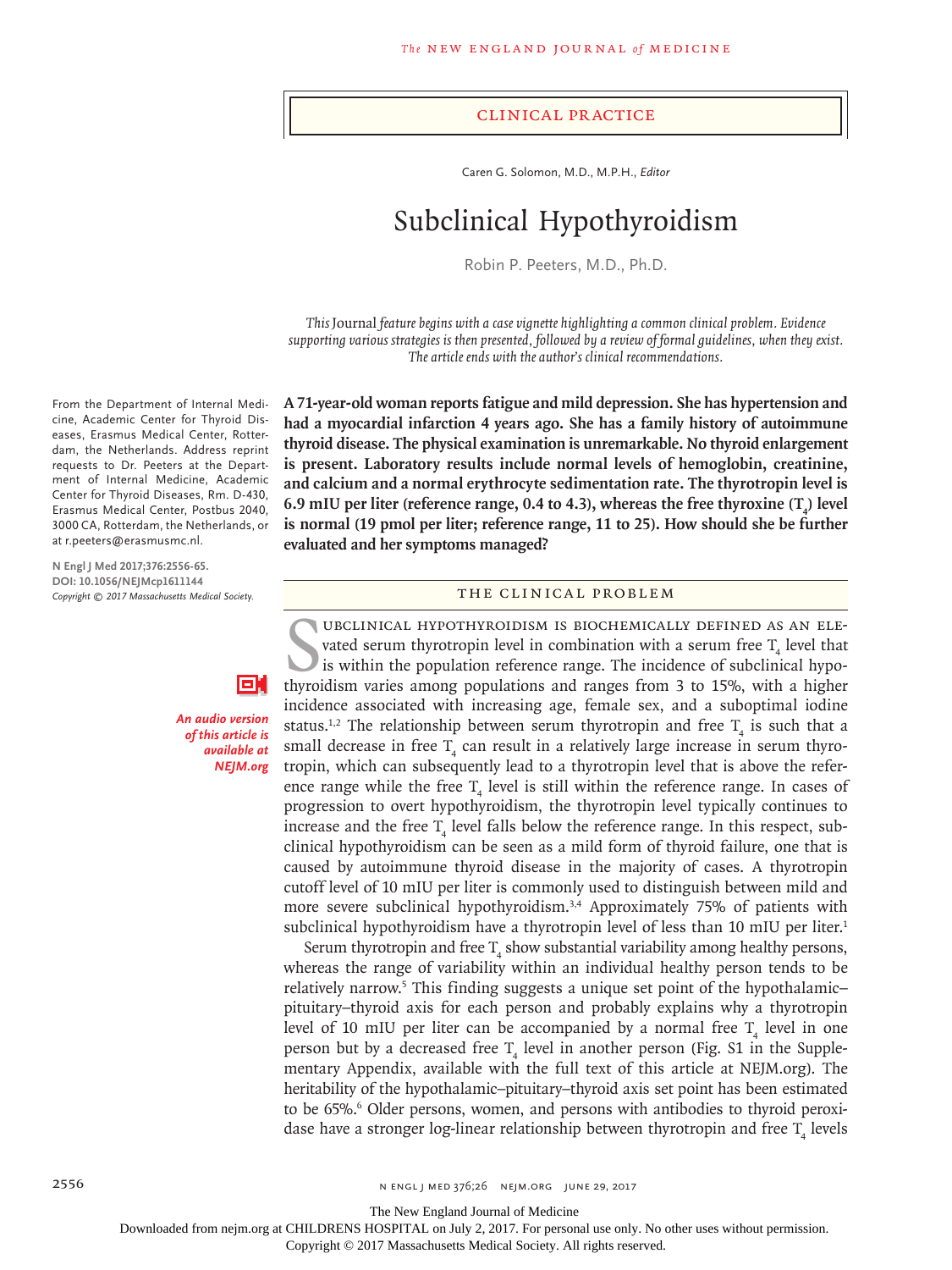CLINICAL PRACTICE

Caren G. Solomon, M.D., M.P.H., *Editor*

# Subclinical Hypothyroidism

Robin P. Peeters, M.D., Ph.D.

*This* Journal *feature begins with a case vignette highlighting a common clinical problem. Evidence supporting various strategies is then presented, followed by a review of formal guidelines, when they exist. The article ends with the author's clinical recommendations.*

From the Department of Internal Medicine, Academic Center for Thyroid Diseases, Erasmus Medical Center, Rotterdam, the Netherlands. Address reprint requests to Dr. Peeters at the Department of Internal Medicine, Academic Center for Thyroid Diseases, Rm. D-430, Erasmus Medical Center, Postbus 2040, 3000 CA, Rotterdam, the Netherlands, or at r.peeters@erasmusmc.nl.

**N Engl J Med 2017;376:2556-65.**
**DOI: 10.1056/NEJMcp1611144**
*Copyright © 2017 Massachusetts Medical Society.*

***An audio version of this article is available at NEJM.org***

**A 71-year-old woman reports fatigue and mild depression. She has hypertension and had a myocardial infarction 4 years ago. She has a family history of autoimmune thyroid disease. The physical examination is unremarkable. No thyroid enlargement is present. Laboratory results include normal levels of hemoglobin, creatinine, and calcium and a normal erythrocyte sedimentation rate. The thyrotropin level is 6.9 mIU per liter (reference range, 0.4 to 4.3), whereas the free thyroxine ($T_4$) level is normal (19 pmol per liter; reference range, 11 to 25). How should she be further evaluated and her symptoms managed?**

## THE CLINICAL PROBLEM

Subclinical hypothyroidism is biochemically defined as an elevated serum thyrotropin level in combination with a serum free $T_4$ level that is within the population reference range. The incidence of subclinical hypothyroidism varies among populations and ranges from 3 to 15%, with a higher incidence associated with increasing age, female sex, and a suboptimal iodine status.[1,2] The relationship between serum thyrotropin and free $T_4$ is such that a small decrease in free $T_4$ can result in a relatively large increase in serum thyrotropin, which can subsequently lead to a thyrotropin level that is above the reference range while the free $T_4$ level is still within the reference range. In cases of progression to overt hypothyroidism, the thyrotropin level typically continues to increase and the free $T_4$ level falls below the reference range. In this respect, subclinical hypothyroidism can be seen as a mild form of thyroid failure, one that is caused by autoimmune thyroid disease in the majority of cases. A thyrotropin cutoff level of 10 mIU per liter is commonly used to distinguish between mild and more severe subclinical hypothyroidism.[3,4] Approximately 75% of patients with subclinical hypothyroidism have a thyrotropin level of less than 10 mIU per liter.[1]

Serum thyrotropin and free $T_4$ show substantial variability among healthy persons, whereas the range of variability within an individual healthy person tends to be relatively narrow.[5] This finding suggests a unique set point of the hypothalamic–pituitary–thyroid axis for each person and probably explains why a thyrotropin level of 10 mIU per liter can be accompanied by a normal free $T_4$ level in one person but by a decreased free $T_4$ level in another person (Fig. S1 in the Supplementary Appendix, available with the full text of this article at NEJM.org). The heritability of the hypothalamic–pituitary–thyroid axis set point has been estimated to be 65%.[6] Older persons, women, and persons with antibodies to thyroid peroxidase have a stronger log-linear relationship between thyrotropin and free $T_4$ levels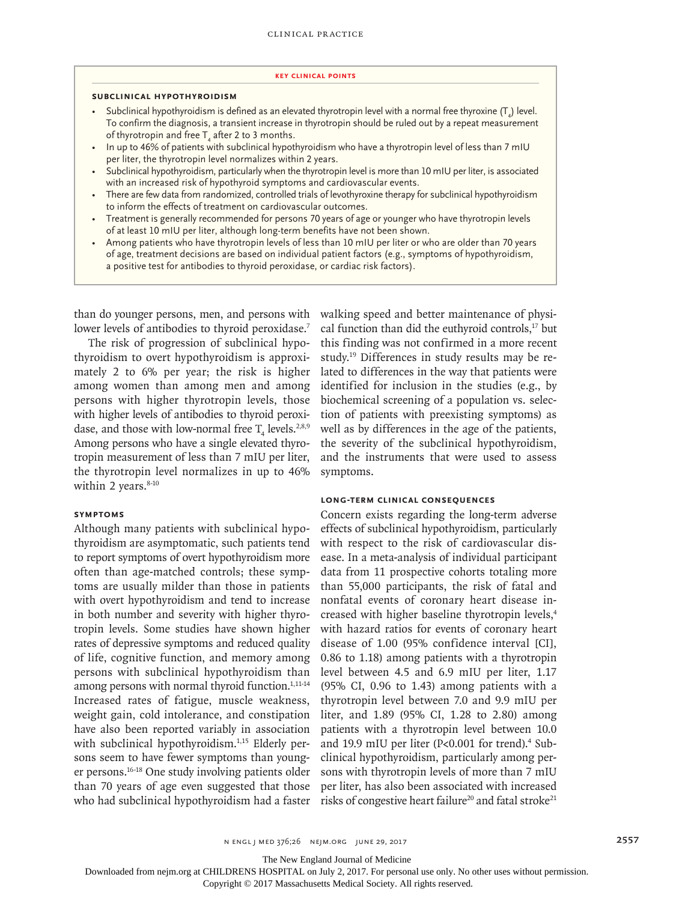## KEY CLINICAL POINTS

### SUBCLINICAL HYPOTHYROIDISM

- Subclinical hypothyroidism is defined as an elevated thyrotropin level with a normal free thyroxine ($T_4$) level. To confirm the diagnosis, a transient increase in thyrotropin should be ruled out by a repeat measurement of thyrotropin and free $T_4$ after 2 to 3 months.
- In up to 46% of patients with subclinical hypothyroidism who have a thyrotropin level of less than 7 mIU per liter, the thyrotropin level normalizes within 2 years.
- Subclinical hypothyroidism, particularly when the thyrotropin level is more than 10 mIU per liter, is associated with an increased risk of hypothyroid symptoms and cardiovascular events.
- There are few data from randomized, controlled trials of levothyroxine therapy for subclinical hypothyroidism to inform the effects of treatment on cardiovascular outcomes.
- Treatment is generally recommended for persons 70 years of age or younger who have thyrotropin levels of at least 10 mIU per liter, although long-term benefits have not been shown.
- Among patients who have thyrotropin levels of less than 10 mIU per liter or who are older than 70 years of age, treatment decisions are based on individual patient factors (e.g., symptoms of hypothyroidism, a positive test for antibodies to thyroid peroxidase, or cardiac risk factors).

than do younger persons, men, and persons with lower levels of antibodies to thyroid peroxidase.[7]

The risk of progression of subclinical hypothyroidism to overt hypothyroidism is approximately 2 to 6% per year; the risk is higher among women than among men and among persons with higher thyrotropin levels, those with higher levels of antibodies to thyroid peroxidase, and those with low-normal free $T_4$ levels.[2,8,9] Among persons who have a single elevated thyrotropin measurement of less than 7 mIU per liter, the thyrotropin level normalizes in up to 46% within 2 years.[8-10]

### SYMPTOMS

Although many patients with subclinical hypothyroidism are asymptomatic, such patients tend to report symptoms of overt hypothyroidism more often than age-matched controls; these symptoms are usually milder than those in patients with overt hypothyroidism and tend to increase in both number and severity with higher thyrotropin levels. Some studies have shown higher rates of depressive symptoms and reduced quality of life, cognitive function, and memory among persons with subclinical hypothyroidism than among persons with normal thyroid function.[1,11-14] Increased rates of fatigue, muscle weakness, weight gain, cold intolerance, and constipation have also been reported variably in association with subclinical hypothyroidism.[1,15] Elderly persons seem to have fewer symptoms than younger persons.[16-18] One study involving patients older than 70 years of age even suggested that those who had subclinical hypothyroidism had a faster walking speed and better maintenance of physical function than did the euthyroid controls,[17] but this finding was not confirmed in a more recent study.[19] Differences in study results may be related to differences in the way that patients were identified for inclusion in the studies (e.g., by biochemical screening of a population vs. selection of patients with preexisting symptoms) as well as by differences in the age of the patients, the severity of the subclinical hypothyroidism, and the instruments that were used to assess symptoms.

### LONG-TERM CLINICAL CONSEQUENCES

Concern exists regarding the long-term adverse effects of subclinical hypothyroidism, particularly with respect to the risk of cardiovascular disease. In a meta-analysis of individual participant data from 11 prospective cohorts totaling more than 55,000 participants, the risk of fatal and nonfatal events of coronary heart disease increased with higher baseline thyrotropin levels,[4] with hazard ratios for events of coronary heart disease of 1.00 (95% confidence interval [CI], 0.86 to 1.18) among patients with a thyrotropin level between 4.5 and 6.9 mIU per liter, 1.17 (95% CI, 0.96 to 1.43) among patients with a thyrotropin level between 7.0 and 9.9 mIU per liter, and 1.89 (95% CI, 1.28 to 2.80) among patients with a thyrotropin level between 10.0 and 19.9 mIU per liter ($P<0.001$ for trend).[4] Subclinical hypothyroidism, particularly among persons with thyrotropin levels of more than 7 mIU per liter, has also been associated with increased risks of congestive heart failure[20] and fatal stroke[21]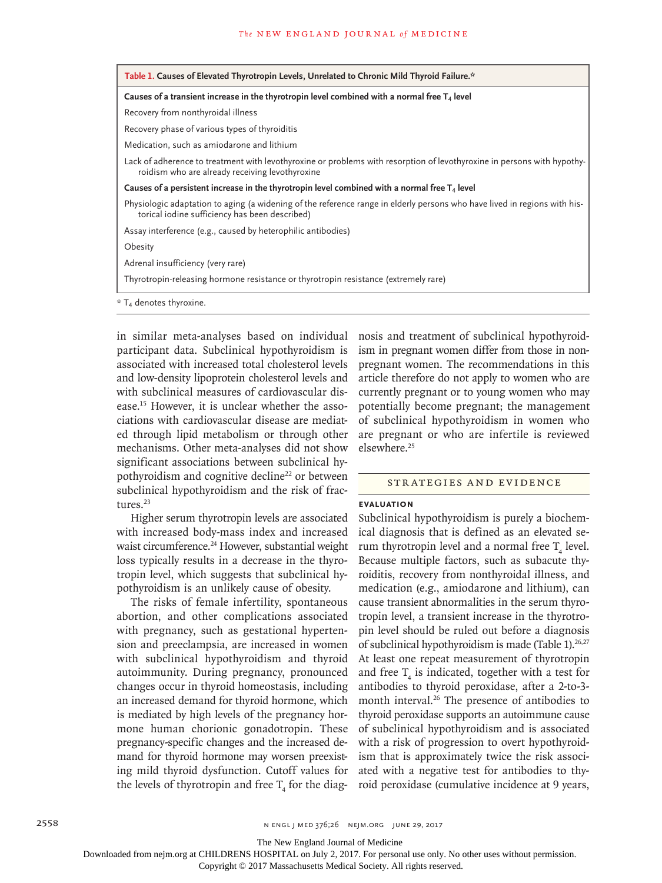**Table 1. Causes of Elevated Thyrotropin Levels, Unrelated to Chronic Mild Thyroid Failure.***

| |
|---|
| **Causes of a transient increase in the thyrotropin level combined with a normal free $T_4$ level** |
| Recovery from nonthyroidal illness |
| Recovery phase of various types of thyroiditis |
| Medication, such as amiodarone and lithium |
| Lack of adherence to treatment with levothyroxine or problems with resorption of levothyroxine in persons with hypothyroidism who are already receiving levothyroxine |
| **Causes of a persistent increase in the thyrotropin level combined with a normal free $T_4$ level** |
| Physiologic adaptation to aging (a widening of the reference range in elderly persons who have lived in regions with historical iodine sufficiency has been described) |
| Assay interference (e.g., caused by heterophilic antibodies) |
| Obesity |
| Adrenal insufficiency (very rare) |
| Thyrotropin-releasing hormone resistance or thyrotropin resistance (extremely rare) |

* $T_4$ denotes thyroxine.

in similar meta-analyses based on individual participant data. Subclinical hypothyroidism is associated with increased total cholesterol levels and low-density lipoprotein cholesterol levels and with subclinical measures of cardiovascular disease.[15] However, it is unclear whether the associations with cardiovascular disease are mediated through lipid metabolism or through other mechanisms. Other meta-analyses did not show significant associations between subclinical hypothyroidism and cognitive decline[22] or between subclinical hypothyroidism and the risk of fractures.[23]

Higher serum thyrotropin levels are associated with increased body-mass index and increased waist circumference.[24] However, substantial weight loss typically results in a decrease in the thyrotropin level, which suggests that subclinical hypothyroidism is an unlikely cause of obesity.

The risks of female infertility, spontaneous abortion, and other complications associated with pregnancy, such as gestational hypertension and preeclampsia, are increased in women with subclinical hypothyroidism and thyroid autoimmunity. During pregnancy, pronounced changes occur in thyroid homeostasis, including an increased demand for thyroid hormone, which is mediated by high levels of the pregnancy hormone human chorionic gonadotropin. These pregnancy-specific changes and the increased demand for thyroid hormone may worsen preexisting mild thyroid dysfunction. Cutoff values for the levels of thyrotropin and free $T_4$ for the diagnosis and treatment of subclinical hypothyroidism in pregnant women differ from those in nonpregnant women. The recommendations in this article therefore do not apply to women who are currently pregnant or to young women who may potentially become pregnant; the management of subclinical hypothyroidism in women who are pregnant or who are infertile is reviewed elsewhere.[25]

## STRATEGIES AND EVIDENCE

### EVALUATION

Subclinical hypothyroidism is purely a biochemical diagnosis that is defined as an elevated serum thyrotropin level and a normal free $T_4$ level. Because multiple factors, such as subacute thyroiditis, recovery from nonthyroidal illness, and medication (e.g., amiodarone and lithium), can cause transient abnormalities in the serum thyrotropin level, a transient increase in the thyrotropin level should be ruled out before a diagnosis of subclinical hypothyroidism is made (Table 1).[26,27] At least one repeat measurement of thyrotropin and free $T_4$ is indicated, together with a test for antibodies to thyroid peroxidase, after a 2-to-3-month interval.[26] The presence of antibodies to thyroid peroxidase supports an autoimmune cause of subclinical hypothyroidism and is associated with a risk of progression to overt hypothyroidism that is approximately twice the risk associated with a negative test for antibodies to thyroid peroxidase (cumulative incidence at 9 years,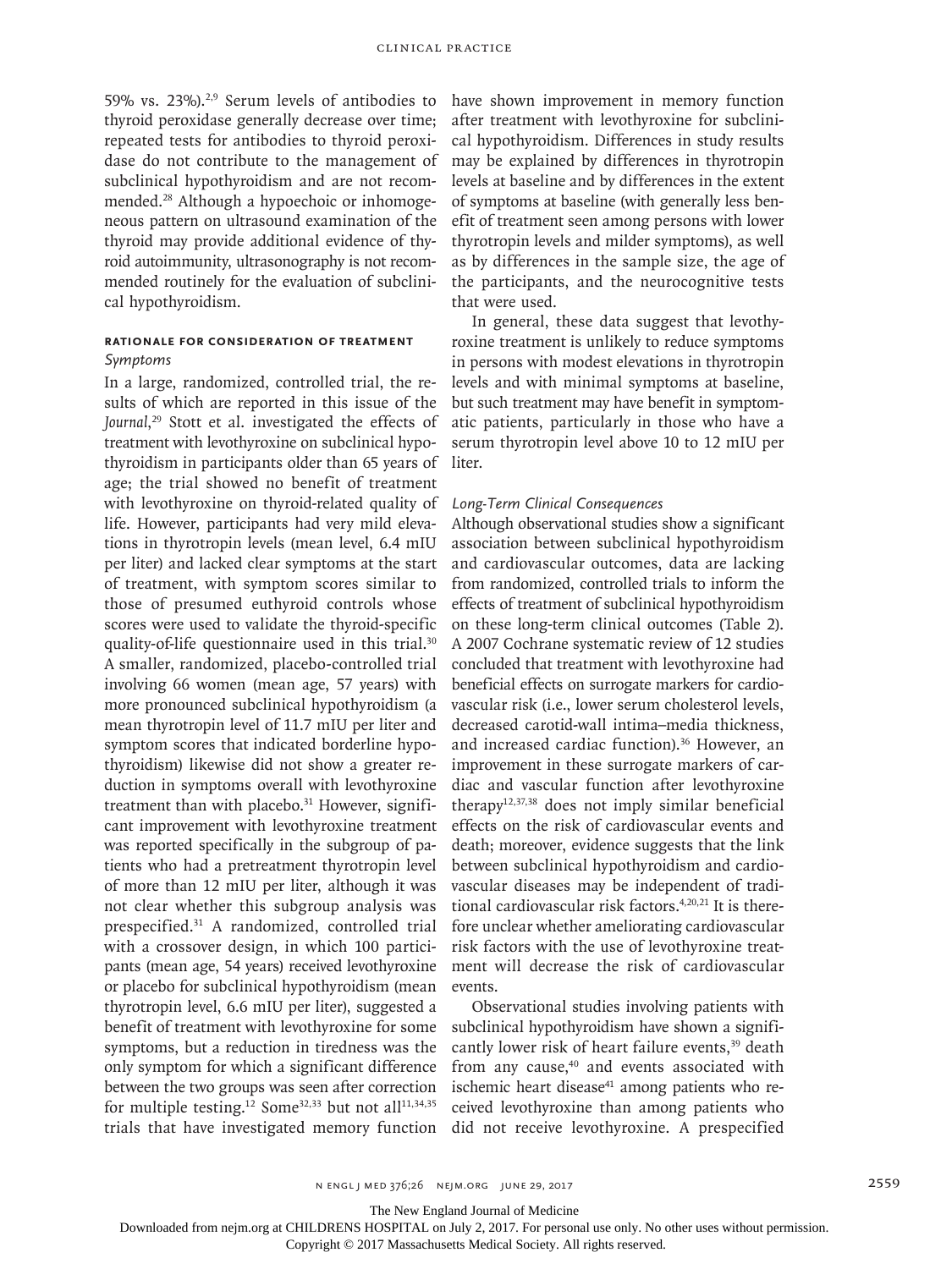59% vs. 23%).[2,9] Serum levels of antibodies to thyroid peroxidase generally decrease over time; repeated tests for antibodies to thyroid peroxidase do not contribute to the management of subclinical hypothyroidism and are not recommended.[28] Although a hypoechoic or inhomogeneous pattern on ultrasound examination of the thyroid may provide additional evidence of thyroid autoimmunity, ultrasonography is not recommended routinely for the evaluation of subclinical hypothyroidism.

## RATIONALE FOR CONSIDERATION OF TREATMENT

### *Symptoms*

In a large, randomized, controlled trial, the results of which are reported in this issue of the *Journal*,[29] Stott et al. investigated the effects of treatment with levothyroxine on subclinical hypothyroidism in participants older than 65 years of age; the trial showed no benefit of treatment with levothyroxine on thyroid-related quality of life. However, participants had very mild elevations in thyrotropin levels (mean level, 6.4 mIU per liter) and lacked clear symptoms at the start of treatment, with symptom scores similar to those of presumed euthyroid controls whose scores were used to validate the thyroid-specific quality-of-life questionnaire used in this trial.[30] A smaller, randomized, placebo-controlled trial involving 66 women (mean age, 57 years) with more pronounced subclinical hypothyroidism (a mean thyrotropin level of 11.7 mIU per liter and symptom scores that indicated borderline hypothyroidism) likewise did not show a greater reduction in symptoms overall with levothyroxine treatment than with placebo.[31] However, significant improvement with levothyroxine treatment was reported specifically in the subgroup of patients who had a pretreatment thyrotropin level of more than 12 mIU per liter, although it was not clear whether this subgroup analysis was prespecified.[31] A randomized, controlled trial with a crossover design, in which 100 participants (mean age, 54 years) received levothyroxine or placebo for subclinical hypothyroidism (mean thyrotropin level, 6.6 mIU per liter), suggested a benefit of treatment with levothyroxine for some symptoms, but a reduction in tiredness was the only symptom for which a significant difference between the two groups was seen after correction for multiple testing.[12] Some[32,33] but not all[11,34,35] trials that have investigated memory function have shown improvement in memory function after treatment with levothyroxine for subclinical hypothyroidism. Differences in study results may be explained by differences in thyrotropin levels at baseline and by differences in the extent of symptoms at baseline (with generally less benefit of treatment seen among persons with lower thyrotropin levels and milder symptoms), as well as by differences in the sample size, the age of the participants, and the neurocognitive tests that were used.

In general, these data suggest that levothyroxine treatment is unlikely to reduce symptoms in persons with modest elevations in thyrotropin levels and with minimal symptoms at baseline, but such treatment may have benefit in symptomatic patients, particularly in those who have a serum thyrotropin level above 10 to 12 mIU per liter.

### *Long-Term Clinical Consequences*

Although observational studies show a significant association between subclinical hypothyroidism and cardiovascular outcomes, data are lacking from randomized, controlled trials to inform the effects of treatment of subclinical hypothyroidism on these long-term clinical outcomes (Table 2). A 2007 Cochrane systematic review of 12 studies concluded that treatment with levothyroxine had beneficial effects on surrogate markers for cardiovascular risk (i.e., lower serum cholesterol levels, decreased carotid-wall intima–media thickness, and increased cardiac function).[36] However, an improvement in these surrogate markers of cardiac and vascular function after levothyroxine therapy[12,37,38] does not imply similar beneficial effects on the risk of cardiovascular events and death; moreover, evidence suggests that the link between subclinical hypothyroidism and cardiovascular diseases may be independent of traditional cardiovascular risk factors.[4,20,21] It is therefore unclear whether ameliorating cardiovascular risk factors with the use of levothyroxine treatment will decrease the risk of cardiovascular events.

Observational studies involving patients with subclinical hypothyroidism have shown a significantly lower risk of heart failure events,[39] death from any cause,[40] and events associated with ischemic heart disease[41] among patients who received levothyroxine than among patients who did not receive levothyroxine. A prespecified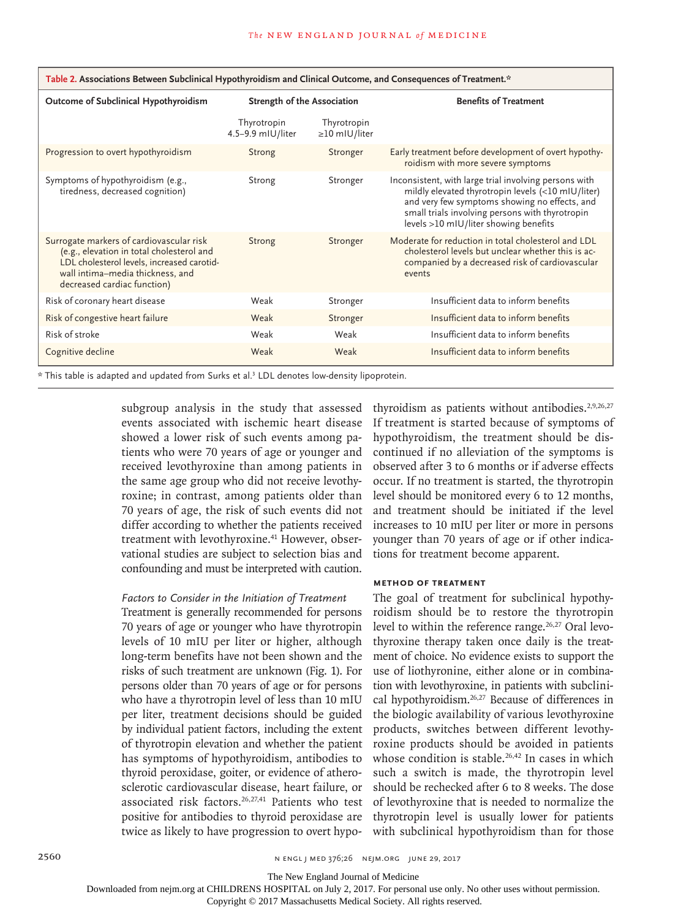**Table 2. Associations Between Subclinical Hypothyroidism and Clinical Outcome, and Consequences of Treatment.***

| Outcome of Subclinical Hypothyroidism | Strength of the Association | | Benefits of Treatment |
|---|---|---|---|
| | Thyrotropin 4.5–9.9 mIU/liter | Thyrotropin ≥10 mIU/liter | |
| Progression to overt hypothyroidism | Strong | Stronger | Early treatment before development of overt hypothyroidism with more severe symptoms |
| Symptoms of hypothyroidism (e.g., tiredness, decreased cognition) | Strong | Stronger | Inconsistent, with large trial involving persons with mildly elevated thyrotropin levels (<10 mIU/liter) and very few symptoms showing no effects, and small trials involving persons with thyrotropin levels >10 mIU/liter showing benefits |
| Surrogate markers of cardiovascular risk (e.g., elevation in total cholesterol and LDL cholesterol levels, increased carotid-wall intima–media thickness, and decreased cardiac function) | Strong | Stronger | Moderate for reduction in total cholesterol and LDL cholesterol levels but unclear whether this is accompanied by a decreased risk of cardiovascular events |
| Risk of coronary heart disease | Weak | Stronger | Insufficient data to inform benefits |
| Risk of congestive heart failure | Weak | Stronger | Insufficient data to inform benefits |
| Risk of stroke | Weak | Weak | Insufficient data to inform benefits |
| Cognitive decline | Weak | Weak | Insufficient data to inform benefits |

\* This table is adapted and updated from Surks et al.[3] LDL denotes low-density lipoprotein.

subgroup analysis in the study that assessed events associated with ischemic heart disease showed a lower risk of such events among patients who were 70 years of age or younger and received levothyroxine than among patients in the same age group who did not receive levothyroxine; in contrast, among patients older than 70 years of age, the risk of such events did not differ according to whether the patients received treatment with levothyroxine.[41] However, observational studies are subject to selection bias and confounding and must be interpreted with caution.

*Factors to Consider in the Initiation of Treatment*

Treatment is generally recommended for persons 70 years of age or younger who have thyrotropin levels of 10 mIU per liter or higher, although long-term benefits have not been shown and the risks of such treatment are unknown (Fig. 1). For persons older than 70 years of age or for persons who have a thyrotropin level of less than 10 mIU per liter, treatment decisions should be guided by individual patient factors, including the extent of thyrotropin elevation and whether the patient has symptoms of hypothyroidism, antibodies to thyroid peroxidase, goiter, or evidence of atherosclerotic cardiovascular disease, heart failure, or associated risk factors.[26,27,41] Patients who test positive for antibodies to thyroid peroxidase are twice as likely to have progression to overt hypothyroidism as patients without antibodies.[2,9,26,27] If treatment is started because of symptoms of hypothyroidism, the treatment should be discontinued if no alleviation of the symptoms is observed after 3 to 6 months or if adverse effects occur. If no treatment is started, the thyrotropin level should be monitored every 6 to 12 months, and treatment should be initiated if the level increases to 10 mIU per liter or more in persons younger than 70 years of age or if other indications for treatment become apparent.

### METHOD OF TREATMENT

The goal of treatment for subclinical hypothyroidism should be to restore the thyrotropin level to within the reference range.[26,27] Oral levothyroxine therapy taken once daily is the treatment of choice. No evidence exists to support the use of liothyronine, either alone or in combination with levothyroxine, in patients with subclinical hypothyroidism.[26,27] Because of differences in the biologic availability of various levothyroxine products, switches between different levothyroxine products should be avoided in patients whose condition is stable.[26,42] In cases in which such a switch is made, the thyrotropin level should be rechecked after 6 to 8 weeks. The dose of levothyroxine that is needed to normalize the thyrotropin level is usually lower for patients with subclinical hypothyroidism than for those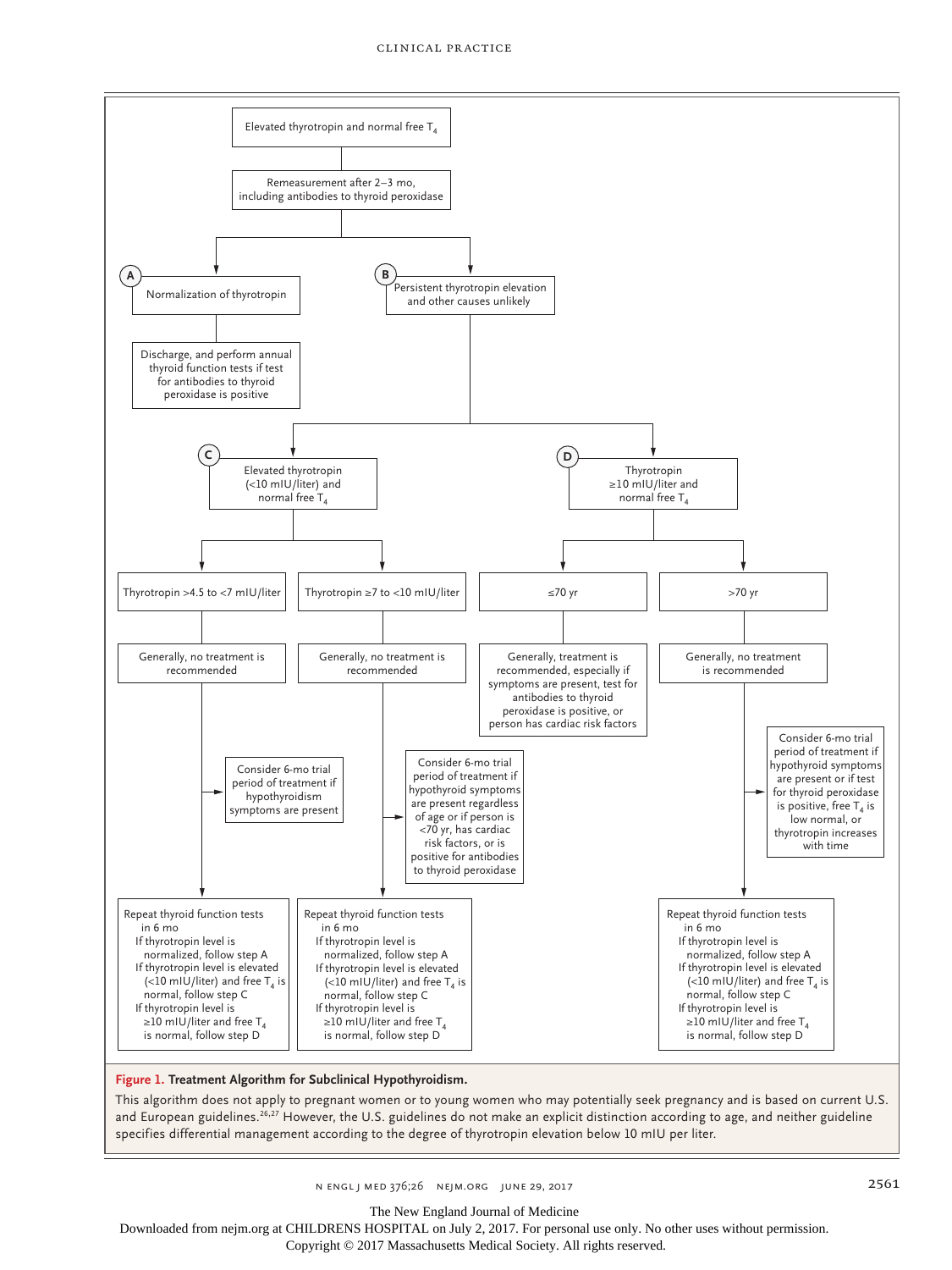Elevated thyrotropin and normal free $T_4$

Remeasurement after 2–3 mo, including antibodies to thyroid peroxidase

**A** Normalization of thyrotropin

Discharge, and perform annual thyroid function tests if test for antibodies to thyroid peroxidase is positive

**B** Persistent thyrotropin elevation and other causes unlikely

**C** Elevated thyrotropin (<10 mIU/liter) and normal free $T_4$

- Thyrotropin >4.5 to <7 mIU/liter
  - Generally, no treatment is recommended
  - Consider 6-mo trial period of treatment if hypothyroidism symptoms are present
  - Repeat thyroid function tests in 6 mo
    - If thyrotropin level is normalized, follow step A
    - If thyrotropin level is elevated (<10 mIU/liter) and free $T_4$ is normal, follow step C
    - If thyrotropin level is ≥10 mIU/liter and free $T_4$ is normal, follow step D
- Thyrotropin ≥7 to <10 mIU/liter
  - Generally, no treatment is recommended
  - Consider 6-mo trial period of treatment if hypothyroid symptoms are present regardless of age or if person is <70 yr, has cardiac risk factors, or is positive for antibodies to thyroid peroxidase
  - Repeat thyroid function tests in 6 mo
    - If thyrotropin level is normalized, follow step A
    - If thyrotropin level is elevated (<10 mIU/liter) and free $T_4$ is normal, follow step C
    - If thyrotropin level is ≥10 mIU/liter and free $T_4$ is normal, follow step D

**D** Thyrotropin ≥10 mIU/liter and normal free $T_4$

- ≤70 yr
  - Generally, treatment is recommended, especially if symptoms are present, test for antibodies to thyroid peroxidase is positive, or person has cardiac risk factors
- >70 yr
  - Generally, no treatment is recommended
  - Consider 6-mo trial period of treatment if hypothyroid symptoms are present or if test for thyroid peroxidase is positive, free $T_4$ is low normal, or thyrotropin increases with time
  - Repeat thyroid function tests in 6 mo
    - If thyrotropin level is normalized, follow step A
    - If thyrotropin level is elevated (<10 mIU/liter) and free $T_4$ is normal, follow step C
    - If thyrotropin level is ≥10 mIU/liter and free $T_4$ is normal, follow step D

**Figure 1. Treatment Algorithm for Subclinical Hypothyroidism.**

This algorithm does not apply to pregnant women or to young women who may potentially seek pregnancy and is based on current U.S. and European guidelines.[26,27] However, the U.S. guidelines do not make an explicit distinction according to age, and neither guideline specifies differential management according to the degree of thyrotropin elevation below 10 mIU per liter.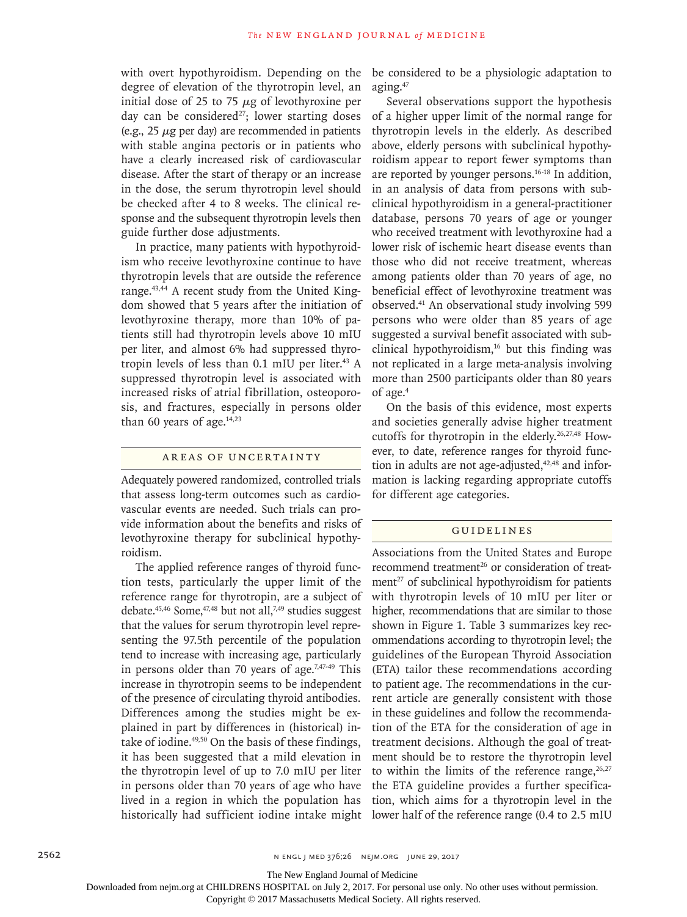with overt hypothyroidism. Depending on the degree of elevation of the thyrotropin level, an initial dose of 25 to 75 μg of levothyroxine per day can be considered[27]; lower starting doses (e.g., 25 μg per day) are recommended in patients with stable angina pectoris or in patients who have a clearly increased risk of cardiovascular disease. After the start of therapy or an increase in the dose, the serum thyrotropin level should be checked after 4 to 8 weeks. The clinical response and the subsequent thyrotropin levels then guide further dose adjustments.

In practice, many patients with hypothyroidism who receive levothyroxine continue to have thyrotropin levels that are outside the reference range.[43,44] A recent study from the United Kingdom showed that 5 years after the initiation of levothyroxine therapy, more than 10% of patients still had thyrotropin levels above 10 mIU per liter, and almost 6% had suppressed thyrotropin levels of less than 0.1 mIU per liter.[43] A suppressed thyrotropin level is associated with increased risks of atrial fibrillation, osteoporosis, and fractures, especially in persons older than 60 years of age.[14,23]

## Areas of Uncertainty

Adequately powered randomized, controlled trials that assess long-term outcomes such as cardiovascular events are needed. Such trials can provide information about the benefits and risks of levothyroxine therapy for subclinical hypothyroidism.

The applied reference ranges of thyroid function tests, particularly the upper limit of the reference range for thyrotropin, are a subject of debate.[45,46] Some,[47,48] but not all,[7,49] studies suggest that the values for serum thyrotropin level representing the 97.5th percentile of the population tend to increase with increasing age, particularly in persons older than 70 years of age.[7,47-49] This increase in thyrotropin seems to be independent of the presence of circulating thyroid antibodies. Differences among the studies might be explained in part by differences in (historical) intake of iodine.[49,50] On the basis of these findings, it has been suggested that a mild elevation in the thyrotropin level of up to 7.0 mIU per liter in persons older than 70 years of age who have lived in a region in which the population has historically had sufficient iodine intake might be considered to be a physiologic adaptation to aging.[47]

Several observations support the hypothesis of a higher upper limit of the normal range for thyrotropin levels in the elderly. As described above, elderly persons with subclinical hypothyroidism appear to report fewer symptoms than are reported by younger persons.[16-18] In addition, in an analysis of data from persons with subclinical hypothyroidism in a general-practitioner database, persons 70 years of age or younger who received treatment with levothyroxine had a lower risk of ischemic heart disease events than those who did not receive treatment, whereas among patients older than 70 years of age, no beneficial effect of levothyroxine treatment was observed.[41] An observational study involving 599 persons who were older than 85 years of age suggested a survival benefit associated with subclinical hypothyroidism,[16] but this finding was not replicated in a large meta-analysis involving more than 2500 participants older than 80 years of age.[4]

On the basis of this evidence, most experts and societies generally advise higher treatment cutoffs for thyrotropin in the elderly.[26,27,48] However, to date, reference ranges for thyroid function in adults are not age-adjusted,[42,48] and information is lacking regarding appropriate cutoffs for different age categories.

## Guidelines

Associations from the United States and Europe recommend treatment[26] or consideration of treatment[27] of subclinical hypothyroidism for patients with thyrotropin levels of 10 mIU per liter or higher, recommendations that are similar to those shown in Figure 1. Table 3 summarizes key recommendations according to thyrotropin level; the guidelines of the European Thyroid Association (ETA) tailor these recommendations according to patient age. The recommendations in the current article are generally consistent with those in these guidelines and follow the recommendation of the ETA for the consideration of age in treatment decisions. Although the goal of treatment should be to restore the thyrotropin level to within the limits of the reference range,[26,27] the ETA guideline provides a further specification, which aims for a thyrotropin level in the lower half of the reference range (0.4 to 2.5 mIU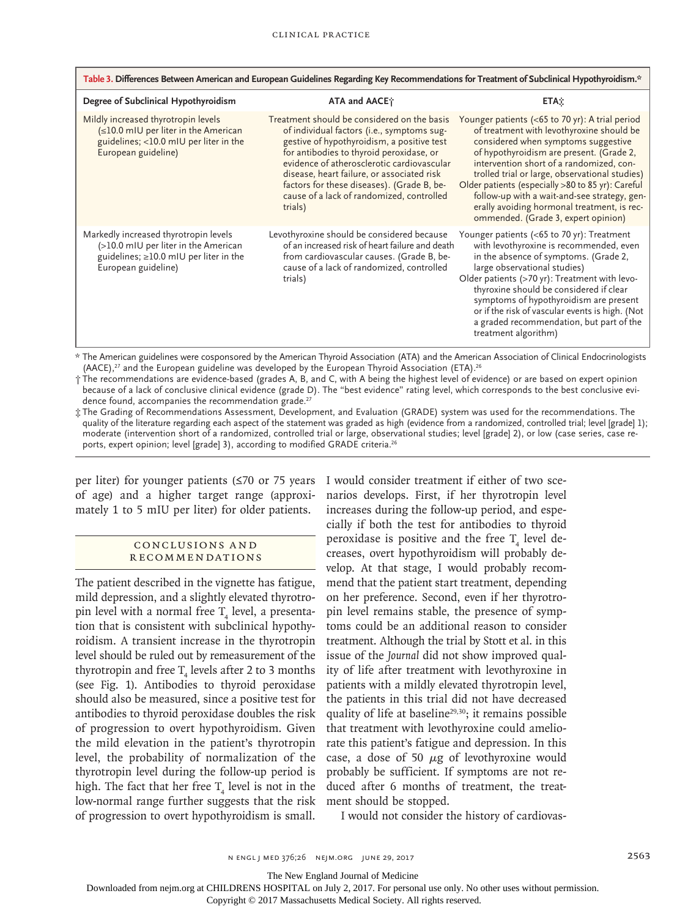**Table 3. Differences Between American and European Guidelines Regarding Key Recommendations for Treatment of Subclinical Hypothyroidism.***

| Degree of Subclinical Hypothyroidism | ATA and AACE† | ETA‡ |
|---|---|---|
| Mildly increased thyrotropin levels (≤10.0 mIU per liter in the American guidelines; <10.0 mIU per liter in the European guideline) | Treatment should be considered on the basis of individual factors (i.e., symptoms suggestive of hypothyroidism, a positive test for antibodies to thyroid peroxidase, or evidence of atherosclerotic cardiovascular disease, heart failure, or associated risk factors for these diseases). (Grade B, because of a lack of randomized, controlled trials) | Younger patients (<65 to 70 yr): A trial period of treatment with levothyroxine should be considered when symptoms suggestive of hypothyroidism are present. (Grade 2, intervention short of a randomized, controlled trial or large, observational studies) Older patients (especially >80 to 85 yr): Careful follow-up with a wait-and-see strategy, generally avoiding hormonal treatment, is recommended. (Grade 3, expert opinion) |
| Markedly increased thyrotropin levels (>10.0 mIU per liter in the American guidelines; ≥10.0 mIU per liter in the European guideline) | Levothyroxine should be considered because of an increased risk of heart failure and death from cardiovascular causes. (Grade B, because of a lack of randomized, controlled trials) | Younger patients (<65 to 70 yr): Treatment with levothyroxine is recommended, even in the absence of symptoms. (Grade 2, large observational studies) Older patients (>70 yr): Treatment with levothyroxine should be considered if clear symptoms of hypothyroidism are present or if the risk of vascular events is high. (Not a graded recommendation, but part of the treatment algorithm) |

\* The American guidelines were cosponsored by the American Thyroid Association (ATA) and the American Association of Clinical Endocrinologists (AACE),[27] and the European guideline was developed by the European Thyroid Association (ETA).[26]

† The recommendations are evidence-based (grades A, B, and C, with A being the highest level of evidence) or are based on expert opinion because of a lack of conclusive clinical evidence (grade D). The "best evidence" rating level, which corresponds to the best conclusive evidence found, accompanies the recommendation grade.[27]

‡ The Grading of Recommendations Assessment, Development, and Evaluation (GRADE) system was used for the recommendations. The quality of the literature regarding each aspect of the statement was graded as high (evidence from a randomized, controlled trial; level [grade] 1); moderate (intervention short of a randomized, controlled trial or large, observational studies; level [grade] 2), or low (case series, case reports, expert opinion; level [grade] 3), according to modified GRADE criteria.[26]

per liter) for younger patients (≤70 or 75 years of age) and a higher target range (approximately 1 to 5 mIU per liter) for older patients.

## CONCLUSIONS AND RECOMMENDATIONS

The patient described in the vignette has fatigue, mild depression, and a slightly elevated thyrotropin level with a normal free $T_4$ level, a presentation that is consistent with subclinical hypothyroidism. A transient increase in the thyrotropin level should be ruled out by remeasurement of the thyrotropin and free $T_4$ levels after 2 to 3 months (see Fig. 1). Antibodies to thyroid peroxidase should also be measured, since a positive test for antibodies to thyroid peroxidase doubles the risk of progression to overt hypothyroidism. Given the mild elevation in the patient's thyrotropin level, the probability of normalization of the thyrotropin level during the follow-up period is high. The fact that her free $T_4$ level is not in the low-normal range further suggests that the risk of progression to overt hypothyroidism is small. I would consider treatment if either of two scenarios develops. First, if her thyrotropin level increases during the follow-up period, and especially if both the test for antibodies to thyroid peroxidase is positive and the free $T_4$ level decreases, overt hypothyroidism will probably develop. At that stage, I would probably recommend that the patient start treatment, depending on her preference. Second, even if her thyrotropin level remains stable, the presence of symptoms could be an additional reason to consider treatment. Although the trial by Stott et al. in this issue of the *Journal* did not show improved quality of life after treatment with levothyroxine in patients with a mildly elevated thyrotropin level, the patients in this trial did not have decreased quality of life at baseline[29,30]; it remains possible that treatment with levothyroxine could ameliorate this patient's fatigue and depression. In this case, a dose of 50 μg of levothyroxine would probably be sufficient. If symptoms are not reduced after 6 months of treatment, the treatment should be stopped.

I would not consider the history of cardiovas-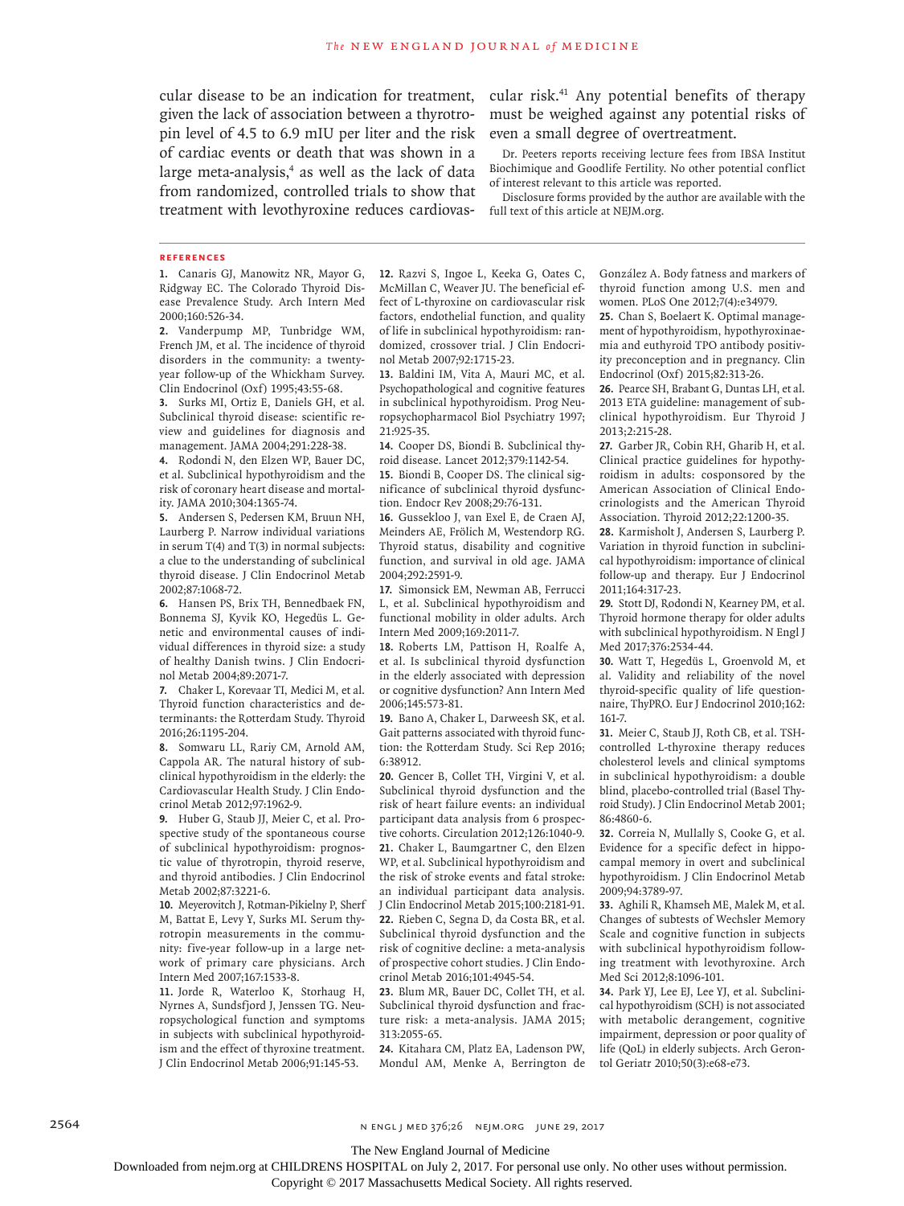cular disease to be an indication for treatment, given the lack of association between a thyrotropin level of 4.5 to 6.9 mIU per liter and the risk of cardiac events or death that was shown in a large meta-analysis,[4] as well as the lack of data from randomized, controlled trials to show that treatment with levothyroxine reduces cardiovascular risk.[41] Any potential benefits of therapy must be weighed against any potential risks of even a small degree of overtreatment.

Dr. Peeters reports receiving lecture fees from IBSA Institut Biochimique and Goodlife Fertility. No other potential conflict of interest relevant to this article was reported.

Disclosure forms provided by the author are available with the full text of this article at NEJM.org.

## References

1. Canaris GJ, Manowitz NR, Mayor G, Ridgway EC. The Colorado Thyroid Disease Prevalence Study. Arch Intern Med 2000;160:526-34.
2. Vanderpump MP, Tunbridge WM, French JM, et al. The incidence of thyroid disorders in the community: a twenty-year follow-up of the Whickham Survey. Clin Endocrinol (Oxf) 1995;43:55-68.
3. Surks MI, Ortiz E, Daniels GH, et al. Subclinical thyroid disease: scientific review and guidelines for diagnosis and management. JAMA 2004;291:228-38.
4. Rodondi N, den Elzen WP, Bauer DC, et al. Subclinical hypothyroidism and the risk of coronary heart disease and mortality. JAMA 2010;304:1365-74.
5. Andersen S, Pedersen KM, Bruun NH, Laurberg P. Narrow individual variations in serum T(4) and T(3) in normal subjects: a clue to the understanding of subclinical thyroid disease. J Clin Endocrinol Metab 2002;87:1068-72.
6. Hansen PS, Brix TH, Bennedbaek FN, Bonnema SJ, Kyvik KO, Hegedüs L. Genetic and environmental causes of individual differences in thyroid size: a study of healthy Danish twins. J Clin Endocrinol Metab 2004;89:2071-7.
7. Chaker L, Korevaar TI, Medici M, et al. Thyroid function characteristics and determinants: the Rotterdam Study. Thyroid 2016;26:1195-204.
8. Somwaru LL, Rariy CM, Arnold AM, Cappola AR. The natural history of subclinical hypothyroidism in the elderly: the Cardiovascular Health Study. J Clin Endocrinol Metab 2012;97:1962-9.
9. Huber G, Staub JJ, Meier C, et al. Prospective study of the spontaneous course of subclinical hypothyroidism: prognostic value of thyrotropin, thyroid reserve, and thyroid antibodies. J Clin Endocrinol Metab 2002;87:3221-6.
10. Meyerovitch J, Rotman-Pikielny P, Sherf M, Battat E, Levy Y, Surks MI. Serum thyrotropin measurements in the community: five-year follow-up in a large network of primary care physicians. Arch Intern Med 2007;167:1533-8.
11. Jorde R, Waterloo K, Storhaug H, Nyrnes A, Sundsfjord J, Jenssen TG. Neuropsychological function and symptoms in subjects with subclinical hypothyroidism and the effect of thyroxine treatment. J Clin Endocrinol Metab 2006;91:145-53.
12. Razvi S, Ingoe L, Keeka G, Oates C, McMillan C, Weaver JU. The beneficial effect of L-thyroxine on cardiovascular risk factors, endothelial function, and quality of life in subclinical hypothyroidism: randomized, crossover trial. J Clin Endocrinol Metab 2007;92:1715-23.
13. Baldini IM, Vita A, Mauri MC, et al. Psychopathological and cognitive features in subclinical hypothyroidism. Prog Neuropsychopharmacol Biol Psychiatry 1997;21:925-35.
14. Cooper DS, Biondi B. Subclinical thyroid disease. Lancet 2012;379:1142-54.
15. Biondi B, Cooper DS. The clinical significance of subclinical thyroid dysfunction. Endocr Rev 2008;29:76-131.
16. Gussekloo J, van Exel E, de Craen AJ, Meinders AE, Frölich M, Westendorp RG. Thyroid status, disability and cognitive function, and survival in old age. JAMA 2004;292:2591-9.
17. Simonsick EM, Newman AB, Ferrucci L, et al. Subclinical hypothyroidism and functional mobility in older adults. Arch Intern Med 2009;169:2011-7.
18. Roberts LM, Pattison H, Roalfe A, et al. Is subclinical thyroid dysfunction in the elderly associated with depression or cognitive dysfunction? Ann Intern Med 2006;145:573-81.
19. Bano A, Chaker L, Darweesh SK, et al. Gait patterns associated with thyroid function: the Rotterdam Study. Sci Rep 2016;6:38912.
20. Gencer B, Collet TH, Virgini V, et al. Subclinical thyroid dysfunction and the risk of heart failure events: an individual participant data analysis from 6 prospective cohorts. Circulation 2012;126:1040-9.
21. Chaker L, Baumgartner C, den Elzen WP, et al. Subclinical hypothyroidism and the risk of stroke events and fatal stroke: an individual participant data analysis. J Clin Endocrinol Metab 2015;100:2181-91.
22. Rieben C, Segna D, da Costa BR, et al. Subclinical thyroid dysfunction and the risk of cognitive decline: a meta-analysis of prospective cohort studies. J Clin Endocrinol Metab 2016;101:4945-54.
23. Blum MR, Bauer DC, Collet TH, et al. Subclinical thyroid dysfunction and fracture risk: a meta-analysis. JAMA 2015;313:2055-65.
24. Kitahara CM, Platz EA, Ladenson PW, Mondul AM, Menke A, Berrington de González A. Body fatness and markers of thyroid function among U.S. men and women. PLoS One 2012;7(4):e34979.
25. Chan S, Boelaert K. Optimal management of hypothyroidism, hypothyroxinaemia and euthyroid TPO antibody positivity preconception and in pregnancy. Clin Endocrinol (Oxf) 2015;82:313-26.
26. Pearce SH, Brabant G, Duntas LH, et al. 2013 ETA guideline: management of subclinical hypothyroidism. Eur Thyroid J 2013;2:215-28.
27. Garber JR, Cobin RH, Gharib H, et al. Clinical practice guidelines for hypothyroidism in adults: cosponsored by the American Association of Clinical Endocrinologists and the American Thyroid Association. Thyroid 2012;22:1200-35.
28. Karmisholt J, Andersen S, Laurberg P. Variation in thyroid function in subclinical hypothyroidism: importance of clinical follow-up and therapy. Eur J Endocrinol 2011;164:317-23.
29. Stott DJ, Rodondi N, Kearney PM, et al. Thyroid hormone therapy for older adults with subclinical hypothyroidism. N Engl J Med 2017;376:2534-44.
30. Watt T, Hegedüs L, Groenvold M, et al. Validity and reliability of the novel thyroid-specific quality of life questionnaire, ThyPRO. Eur J Endocrinol 2010;162:161-7.
31. Meier C, Staub JJ, Roth CB, et al. TSH-controlled L-thyroxine therapy reduces cholesterol levels and clinical symptoms in subclinical hypothyroidism: a double blind, placebo-controlled trial (Basel Thyroid Study). J Clin Endocrinol Metab 2001;86:4860-6.
32. Correia N, Mullally S, Cooke G, et al. Evidence for a specific defect in hippocampal memory in overt and subclinical hypothyroidism. J Clin Endocrinol Metab 2009;94:3789-97.
33. Aghili R, Khamseh ME, Malek M, et al. Changes of subtests of Wechsler Memory Scale and cognitive function in subjects with subclinical hypothyroidism following treatment with levothyroxine. Arch Med Sci 2012;8:1096-101.
34. Park YJ, Lee EJ, Lee YJ, et al. Subclinical hypothyroidism (SCH) is not associated with metabolic derangement, cognitive impairment, depression or poor quality of life (QoL) in elderly subjects. Arch Gerontol Geriatr 2010;50(3):e68-e73.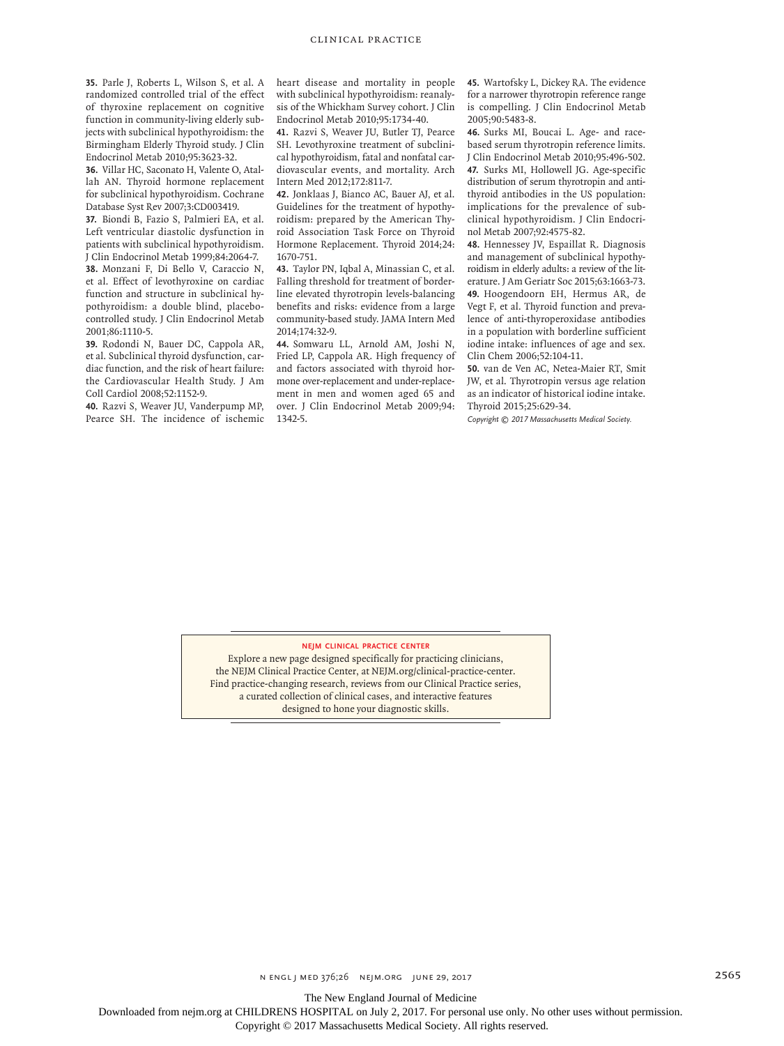**35.** Parle J, Roberts L, Wilson S, et al. A randomized controlled trial of the effect of thyroxine replacement on cognitive function in community-living elderly subjects with subclinical hypothyroidism: the Birmingham Elderly Thyroid study. J Clin Endocrinol Metab 2010;95:3623-32.

**36.** Villar HC, Saconato H, Valente O, Atallah AN. Thyroid hormone replacement for subclinical hypothyroidism. Cochrane Database Syst Rev 2007;3:CD003419.

**37.** Biondi B, Fazio S, Palmieri EA, et al. Left ventricular diastolic dysfunction in patients with subclinical hypothyroidism. J Clin Endocrinol Metab 1999;84:2064-7.

**38.** Monzani F, Di Bello V, Caraccio N, et al. Effect of levothyroxine on cardiac function and structure in subclinical hypothyroidism: a double blind, placebo-controlled study. J Clin Endocrinol Metab 2001;86:1110-5.

**39.** Rodondi N, Bauer DC, Cappola AR, et al. Subclinical thyroid dysfunction, cardiac function, and the risk of heart failure: the Cardiovascular Health Study. J Am Coll Cardiol 2008;52:1152-9.

**40.** Razvi S, Weaver JU, Vanderpump MP, Pearce SH. The incidence of ischemic heart disease and mortality in people with subclinical hypothyroidism: reanalysis of the Whickham Survey cohort. J Clin Endocrinol Metab 2010;95:1734-40.

**41.** Razvi S, Weaver JU, Butler TJ, Pearce SH. Levothyroxine treatment of subclinical hypothyroidism, fatal and nonfatal cardiovascular events, and mortality. Arch Intern Med 2012;172:811-7.

**42.** Jonklaas J, Bianco AC, Bauer AJ, et al. Guidelines for the treatment of hypothyroidism: prepared by the American Thyroid Association Task Force on Thyroid Hormone Replacement. Thyroid 2014;24:1670-751.

**43.** Taylor PN, Iqbal A, Minassian C, et al. Falling threshold for treatment of borderline elevated thyrotropin levels-balancing benefits and risks: evidence from a large community-based study. JAMA Intern Med 2014;174:32-9.

**44.** Somwaru LL, Arnold AM, Joshi N, Fried LP, Cappola AR. High frequency of and factors associated with thyroid hormone over-replacement and under-replacement in men and women aged 65 and over. J Clin Endocrinol Metab 2009;94:1342-5.

**45.** Wartofsky L, Dickey RA. The evidence for a narrower thyrotropin reference range is compelling. J Clin Endocrinol Metab 2005;90:5483-8.

**46.** Surks MI, Boucai L. Age- and race-based serum thyrotropin reference limits. J Clin Endocrinol Metab 2010;95:496-502.

**47.** Surks MI, Hollowell JG. Age-specific distribution of serum thyrotropin and antithyroid antibodies in the US population: implications for the prevalence of subclinical hypothyroidism. J Clin Endocrinol Metab 2007;92:4575-82.

**48.** Hennessey JV, Espaillat R. Diagnosis and management of subclinical hypothyroidism in elderly adults: a review of the literature. J Am Geriatr Soc 2015;63:1663-73.

**49.** Hoogendoorn EH, Hermus AR, de Vegt F, et al. Thyroid function and prevalence of anti-thyroperoxidase antibodies in a population with borderline sufficient iodine intake: influences of age and sex. Clin Chem 2006;52:104-11.

**50.** van de Ven AC, Netea-Maier RT, Smit JW, et al. Thyrotropin versus age relation as an indicator of historical iodine intake. Thyroid 2015;25:629-34.

*Copyright © 2017 Massachusetts Medical Society.*

**NEJM CLINICAL PRACTICE CENTER**

Explore a new page designed specifically for practicing clinicians, the NEJM Clinical Practice Center, at NEJM.org/clinical-practice-center. Find practice-changing research, reviews from our Clinical Practice series, a curated collection of clinical cases, and interactive features designed to hone your diagnostic skills.